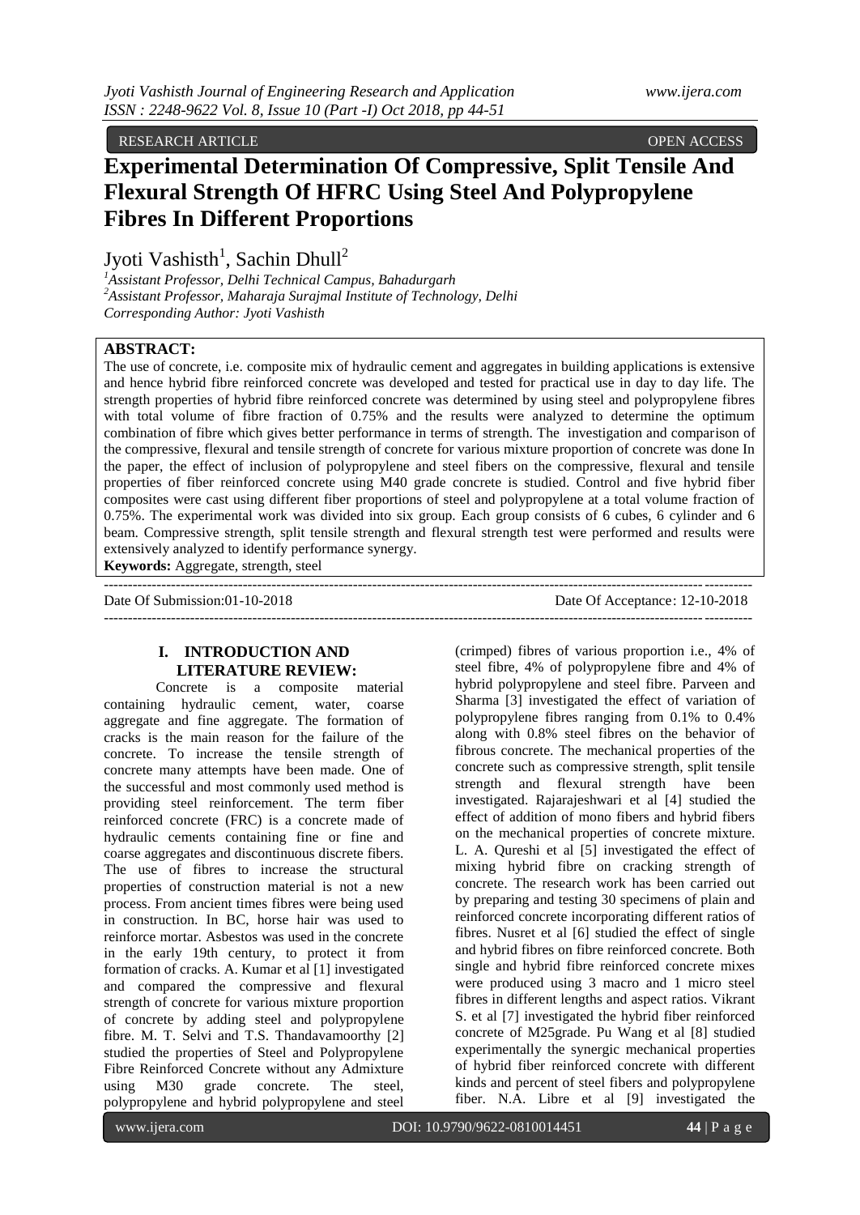RESEARCH ARTICLE OPEN ACCESS

# Experimental Determination Of Compressive, Split Tensile And Flexural Strength Of HFRC Using Steel And Polypropylene Fibres In Different Proportions

Jyoti Vashisth[1], Sachin Dhull[2]

[1]*Assistant Professor, Delhi Technical Campus, Bahadurgarh*
[2]*Assistant Professor, Maharaja Surajmal Institute of Technology, Delhi*
*Corresponding Author: Jyoti Vashisth*

**ABSTRACT:**
The use of concrete, i.e. composite mix of hydraulic cement and aggregates in building applications is extensive and hence hybrid fibre reinforced concrete was developed and tested for practical use in day to day life. The strength properties of hybrid fibre reinforced concrete was determined by using steel and polypropylene fibres with total volume of fibre fraction of 0.75% and the results were analyzed to determine the optimum combination of fibre which gives better performance in terms of strength. The investigation and comparison of the compressive, flexural and tensile strength of concrete for various mixture proportion of concrete was done In the paper, the effect of inclusion of polypropylene and steel fibers on the compressive, flexural and tensile properties of fiber reinforced concrete using M40 grade concrete is studied. Control and five hybrid fiber composites were cast using different fiber proportions of steel and polypropylene at a total volume fraction of 0.75%. The experimental work was divided into six group. Each group consists of 6 cubes, 6 cylinder and 6 beam. Compressive strength, split tensile strength and flexural strength test were performed and results were extensively analyzed to identify performance synergy.

**Keywords:** Aggregate, strength, steel

---

Date Of Submission:01-10-2018 Date Of Acceptance: 12-10-2018

---

## I. INTRODUCTION AND LITERATURE REVIEW:

Concrete is a composite material containing hydraulic cement, water, coarse aggregate and fine aggregate. The formation of cracks is the main reason for the failure of the concrete. To increase the tensile strength of concrete many attempts have been made. One of the successful and most commonly used method is providing steel reinforcement. The term fiber reinforced concrete (FRC) is a concrete made of hydraulic cements containing fine or fine and coarse aggregates and discontinuous discrete fibers. The use of fibres to increase the structural properties of construction material is not a new process. From ancient times fibres were being used in construction. In BC, horse hair was used to reinforce mortar. Asbestos was used in the concrete in the early 19th century, to protect it from formation of cracks. A. Kumar et al [1] investigated and compared the compressive and flexural strength of concrete for various mixture proportion of concrete by adding steel and polypropylene fibre. M. T. Selvi and T.S. Thandavamoorthy [2] studied the properties of Steel and Polypropylene Fibre Reinforced Concrete without any Admixture using M30 grade concrete. The steel, polypropylene and hybrid polypropylene and steel (crimped) fibres of various proportion i.e., 4% of steel fibre, 4% of polypropylene fibre and 4% of hybrid polypropylene and steel fibre. Parveen and Sharma [3] investigated the effect of variation of polypropylene fibres ranging from 0.1% to 0.4% along with 0.8% steel fibres on the behavior of fibrous concrete. The mechanical properties of the concrete such as compressive strength, split tensile strength and flexural strength have been investigated. Rajarajeshwari et al [4] studied the effect of addition of mono fibers and hybrid fibers on the mechanical properties of concrete mixture. L. A. Qureshi et al [5] investigated the effect of mixing hybrid fibre on cracking strength of concrete. The research work has been carried out by preparing and testing 30 specimens of plain and reinforced concrete incorporating different ratios of fibres. Nusret et al [6] studied the effect of single and hybrid fibres on fibre reinforced concrete. Both single and hybrid fibre reinforced concrete mixes were produced using 3 macro and 1 micro steel fibres in different lengths and aspect ratios. Vikrant S. et al [7] investigated the hybrid fiber reinforced concrete of M25grade. Pu Wang et al [8] studied experimentally the synergic mechanical properties of hybrid fiber reinforced concrete with different kinds and percent of steel fibers and polypropylene fiber. N.A. Libre et al [9] investigated the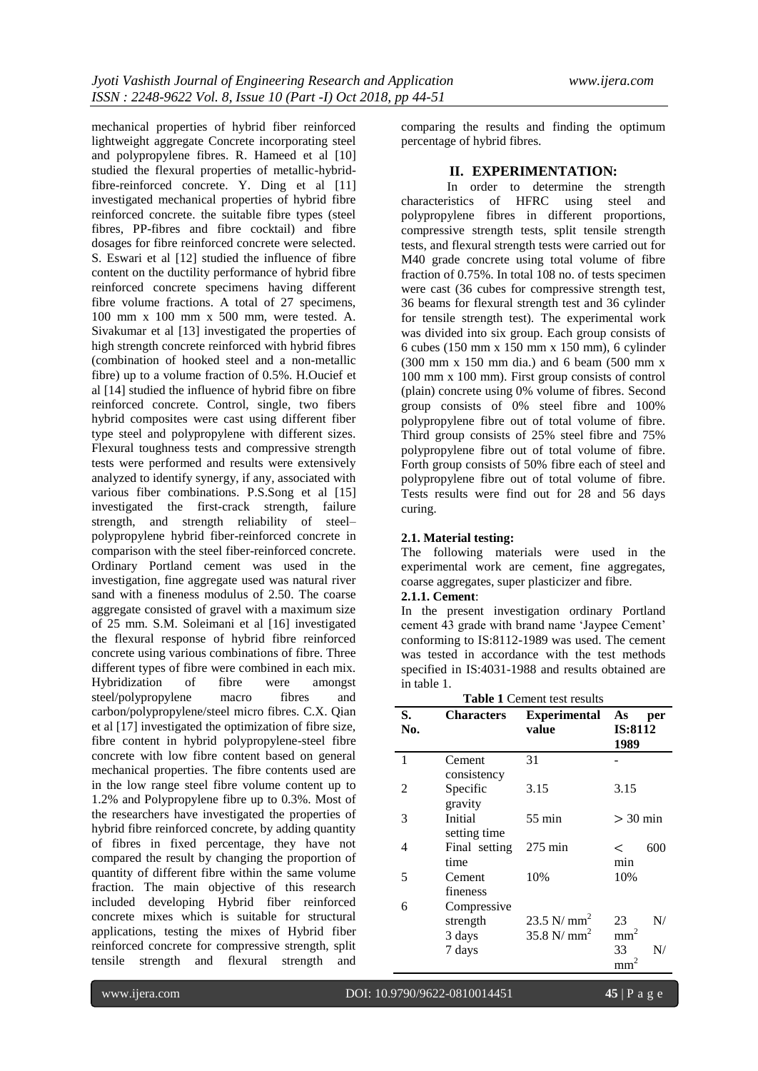mechanical properties of hybrid fiber reinforced lightweight aggregate Concrete incorporating steel and polypropylene fibres. R. Hameed et al [10] studied the flexural properties of metallic-hybrid-fibre-reinforced concrete. Y. Ding et al [11] investigated mechanical properties of hybrid fibre reinforced concrete. the suitable fibre types (steel fibres, PP-fibres and fibre cocktail) and fibre dosages for fibre reinforced concrete were selected. S. Eswari et al [12] studied the influence of fibre content on the ductility performance of hybrid fibre reinforced concrete specimens having different fibre volume fractions. A total of 27 specimens, 100 mm x 100 mm x 500 mm, were tested. A. Sivakumar et al [13] investigated the properties of high strength concrete reinforced with hybrid fibres (combination of hooked steel and a non-metallic fibre) up to a volume fraction of 0.5%. H.Oucief et al [14] studied the influence of hybrid fibre on fibre reinforced concrete. Control, single, two fibers hybrid composites were cast using different fiber type steel and polypropylene with different sizes. Flexural toughness tests and compressive strength tests were performed and results were extensively analyzed to identify synergy, if any, associated with various fiber combinations. P.S.Song et al [15] investigated the first-crack strength, failure strength, and strength reliability of steel–polypropylene hybrid fiber-reinforced concrete in comparison with the steel fiber-reinforced concrete. Ordinary Portland cement was used in the investigation, fine aggregate used was natural river sand with a fineness modulus of 2.50. The coarse aggregate consisted of gravel with a maximum size of 25 mm. S.M. Soleimani et al [16] investigated the flexural response of hybrid fibre reinforced concrete using various combinations of fibre. Three different types of fibre were combined in each mix. Hybridization of fibre were amongst steel/polypropylene macro fibres and carbon/polypropylene/steel micro fibres. C.X. Qian et al [17] investigated the optimization of fibre size, fibre content in hybrid polypropylene-steel fibre concrete with low fibre content based on general mechanical properties. The fibre contents used are in the low range steel fibre volume content up to 1.2% and Polypropylene fibre up to 0.3%. Most of the researchers have investigated the properties of hybrid fibre reinforced concrete, by adding quantity of fibres in fixed percentage, they have not compared the result by changing the proportion of quantity of different fibre within the same volume fraction. The main objective of this research included developing Hybrid fiber reinforced concrete mixes which is suitable for structural applications, testing the mixes of Hybrid fiber reinforced concrete for compressive strength, split tensile strength and flexural strength and comparing the results and finding the optimum percentage of hybrid fibres.

## II. EXPERIMENTATION:

In order to determine the strength characteristics of HFRC using steel and polypropylene fibres in different proportions, compressive strength tests, split tensile strength tests, and flexural strength tests were carried out for M40 grade concrete using total volume of fibre fraction of 0.75%. In total 108 no. of tests specimen were cast (36 cubes for compressive strength test, 36 beams for flexural strength test and 36 cylinder for tensile strength test). The experimental work was divided into six group. Each group consists of 6 cubes (150 mm x 150 mm x 150 mm), 6 cylinder (300 mm x 150 mm dia.) and 6 beam (500 mm x 100 mm x 100 mm). First group consists of control (plain) concrete using 0% volume of fibres. Second group consists of 0% steel fibre and 100% polypropylene fibre out of total volume of fibre. Third group consists of 25% steel fibre and 75% polypropylene fibre out of total volume of fibre. Forth group consists of 50% fibre each of steel and polypropylene fibre out of total volume of fibre. Tests results were find out for 28 and 56 days curing.

### 2.1. Material testing:

The following materials were used in the experimental work are cement, fine aggregates, coarse aggregates, super plasticizer and fibre.

#### 2.1.1. Cement:

In the present investigation ordinary Portland cement 43 grade with brand name 'Jaypee Cement' conforming to IS:8112-1989 was used. The cement was tested in accordance with the test methods specified in IS:4031-1988 and results obtained are in table 1.

**Table 1** Cement test results

| S. No. | Characters | Experimental value | As per IS:8112 1989 |
|---|---|---|---|
| 1 | Cement consistency | 31 | - |
| 2 | Specific gravity | 3.15 | 3.15 |
| 3 | Initial setting time | 55 min | > 30 min |
| 4 | Final setting time | 275 min | < 600 min |
| 5 | Cement fineness | 10% | 10% |
| 6 | Compressive strength<br>3 days<br>7 days | <br>23.5 N/ $mm^2$<br>35.8 N/ $mm^2$ | <br>23 N/ $mm^2$<br>33 N/ $mm^2$ |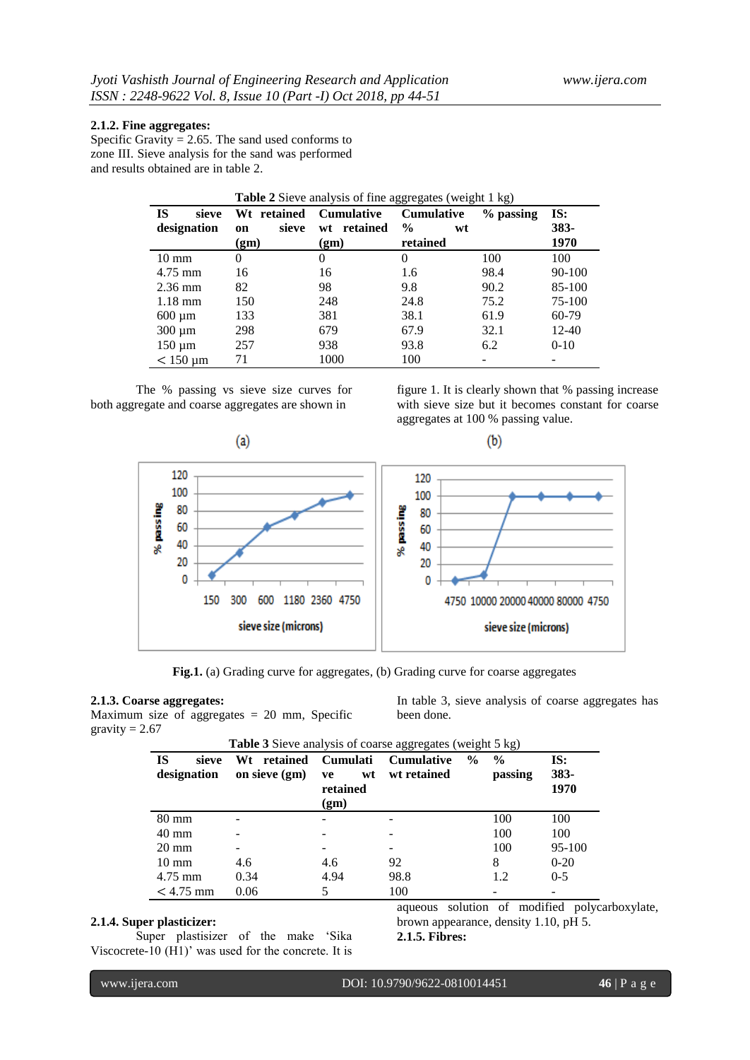### 2.1.2. Fine aggregates:

Specific Gravity = 2.65. The sand used conforms to zone III. Sieve analysis for the sand was performed and results obtained are in table 2.

**Table 2** Sieve analysis of fine aggregates (weight 1 kg)

| IS sieve designation | Wt retained on sieve (gm) | Cumulative wt retained (gm) | Cumulative % wt retained | % passing | IS: 383-1970 |
|---|---|---|---|---|---|
| 10 mm | 0 | 0 | 0 | 100 | 100 |
| 4.75 mm | 16 | 16 | 1.6 | 98.4 | 90-100 |
| 2.36 mm | 82 | 98 | 9.8 | 90.2 | 85-100 |
| 1.18 mm | 150 | 248 | 24.8 | 75.2 | 75-100 |
| 600 µm | 133 | 381 | 38.1 | 61.9 | 60-79 |
| 300 µm | 298 | 679 | 67.9 | 32.1 | 12-40 |
| 150 µm | 257 | 938 | 93.8 | 6.2 | 0-10 |
| < 150 µm | 71 | 1000 | 100 | - | - |

The % passing vs sieve size curves for both aggregate and coarse aggregates are shown in figure 1. It is clearly shown that % passing increase with sieve size but it becomes constant for coarse aggregates at 100 % passing value.

**Fig.1.** (a) Grading curve for aggregates, (b) Grading curve for coarse aggregates

### 2.1.3. Coarse aggregates:

Maximum size of aggregates = 20 mm, Specific gravity = 2.67

In table 3, sieve analysis of coarse aggregates has been done.

**Table 3** Sieve analysis of coarse aggregates (weight 5 kg)

| IS sieve designation | Wt retained on sieve (gm) | Cumulative wt retained (gm) | Cumulative % wt retained | % passing | IS: 383-1970 |
|---|---|---|---|---|---|
| 80 mm | - | - | - | 100 | 100 |
| 40 mm | - | - | - | 100 | 100 |
| 20 mm | - | - | - | 100 | 95-100 |
| 10 mm | 4.6 | 4.6 | 92 | 8 | 0-20 |
| 4.75 mm | 0.34 | 4.94 | 98.8 | 1.2 | 0-5 |
| < 4.75 mm | 0.06 | 5 | 100 | - | - |

### 2.1.4. Super plasticizer:

Super plastiszer of the make 'Sika Viscocrete-10 (H1)' was used for the concrete. It is aqueous solution of modified polycarboxylate, brown appearance, density 1.10, pH 5.

### 2.1.5. Fibres: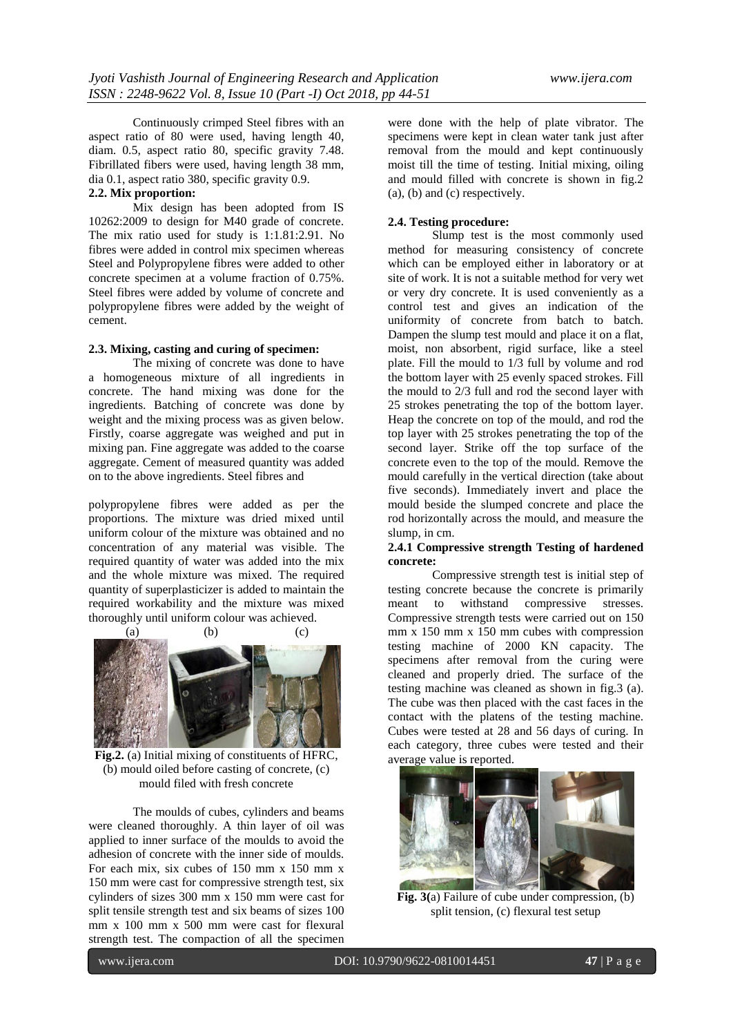Continuously crimped Steel fibres with an aspect ratio of 80 were used, having length 40, diam. 0.5, aspect ratio 80, specific gravity 7.48. Fibrillated fibers were used, having length 38 mm, dia 0.1, aspect ratio 380, specific gravity 0.9.

### 2.2. Mix proportion:

Mix design has been adopted from IS 10262:2009 to design for M40 grade of concrete. The mix ratio used for study is 1:1.81:2.91. No fibres were added in control mix specimen whereas Steel and Polypropylene fibres were added to other concrete specimen at a volume fraction of 0.75%. Steel fibres were added by volume of concrete and polypropylene fibres were added by the weight of cement.

### 2.3. Mixing, casting and curing of specimen:

The mixing of concrete was done to have a homogeneous mixture of all ingredients in concrete. The hand mixing was done for the ingredients. Batching of concrete was done by weight and the mixing process was as given below. Firstly, coarse aggregate was weighed and put in mixing pan. Fine aggregate was added to the coarse aggregate. Cement of measured quantity was added on to the above ingredients. Steel fibres and polypropylene fibres were added as per the proportions. The mixture was dried mixed until uniform colour of the mixture was obtained and no concentration of any material was visible. The required quantity of water was added into the mix and the whole mixture was mixed. The required quantity of superplasticizer is added to maintain the required workability and the mixture was mixed thoroughly until uniform colour was achieved.

(a) (b) (c)

**Fig.2.** (a) Initial mixing of constituents of HFRC, (b) mould oiled before casting of concrete, (c) mould filed with fresh concrete

The moulds of cubes, cylinders and beams were cleaned thoroughly. A thin layer of oil was applied to inner surface of the moulds to avoid the adhesion of concrete with the inner side of moulds. For each mix, six cubes of 150 mm x 150 mm x 150 mm were cast for compressive strength test, six cylinders of sizes 300 mm x 150 mm were cast for split tensile strength test and six beams of sizes 100 mm x 100 mm x 500 mm were cast for flexural strength test. The compaction of all the specimen were done with the help of plate vibrator. The specimens were kept in clean water tank just after removal from the mould and kept continuously moist till the time of testing. Initial mixing, oiling and mould filled with concrete is shown in fig.2 (a), (b) and (c) respectively.

### 2.4. Testing procedure:

Slump test is the most commonly used method for measuring consistency of concrete which can be employed either in laboratory or at site of work. It is not a suitable method for very wet or very dry concrete. It is used conveniently as a control test and gives an indication of the uniformity of concrete from batch to batch. Dampen the slump test mould and place it on a flat, moist, non absorbent, rigid surface, like a steel plate. Fill the mould to 1/3 full by volume and rod the bottom layer with 25 evenly spaced strokes. Fill the mould to 2/3 full and rod the second layer with 25 strokes penetrating the top of the bottom layer. Heap the concrete on top of the mould, and rod the top layer with 25 strokes penetrating the top of the second layer. Strike off the top surface of the concrete even to the top of the mould. Remove the mould carefully in the vertical direction (take about five seconds). Immediately invert and place the mould beside the slumped concrete and place the rod horizontally across the mould, and measure the slump, in cm.

#### 2.4.1 Compressive strength Testing of hardened concrete:

Compressive strength test is initial step of testing concrete because the concrete is primarily meant to withstand compressive stresses. Compressive strength tests were carried out on 150 mm x 150 mm x 150 mm cubes with compression testing machine of 2000 KN capacity. The specimens after removal from the curing were cleaned and properly dried. The surface of the testing machine was cleaned as shown in fig.3 (a). The cube was then placed with the cast faces in the contact with the platens of the testing machine. Cubes were tested at 28 and 56 days of curing. In each category, three cubes were tested and their average value is reported.

**Fig. 3(**a) Failure of cube under compression, (b) split tension, (c) flexural test setup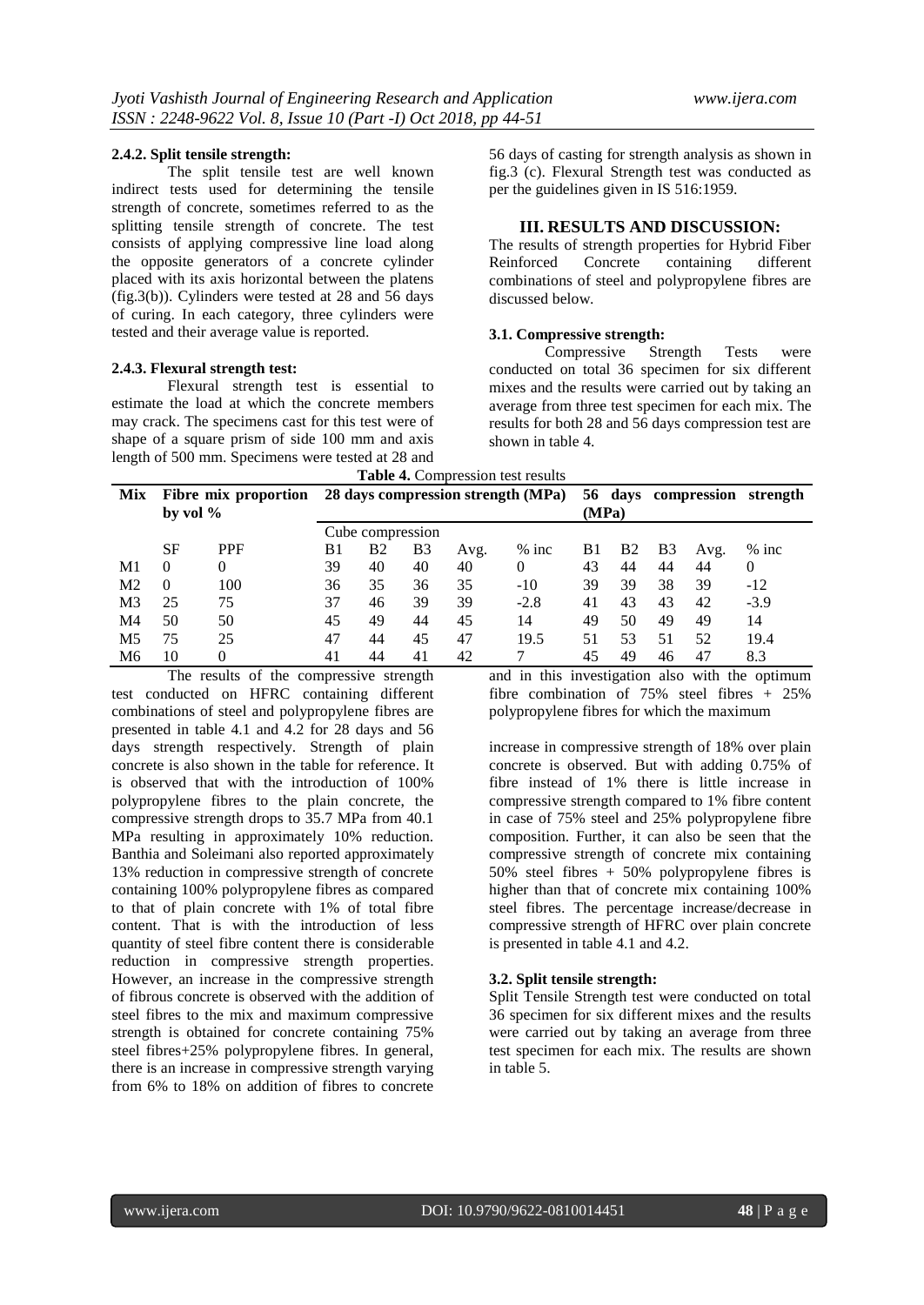#### 2.4.2. Split tensile strength:

The split tensile test are well known indirect tests used for determining the tensile strength of concrete, sometimes referred to as the splitting tensile strength of concrete. The test consists of applying compressive line load along the opposite generators of a concrete cylinder placed with its axis horizontal between the platens (fig.3(b)). Cylinders were tested at 28 and 56 days of curing. In each category, three cylinders were tested and their average value is reported.

#### 2.4.3. Flexural strength test:

Flexural strength test is essential to estimate the load at which the concrete members may crack. The specimens cast for this test were of shape of a square prism of side 100 mm and axis length of 500 mm. Specimens were tested at 28 and 56 days of casting for strength analysis as shown in fig.3 (c). Flexural Strength test was conducted as per the guidelines given in IS 516:1959.

## III. RESULTS AND DISCUSSION:

The results of strength properties for Hybrid Fiber Reinforced Concrete containing different combinations of steel and polypropylene fibres are discussed below.

### 3.1. Compressive strength:

Compressive Strength Tests were conducted on total 36 specimen for six different mixes and the results were carried out by taking an average from three test specimen for each mix. The results for both 28 and 56 days compression test are shown in table 4.

**Table 4.** Compression test results

| Mix | Fibre mix proportion by vol % | | 28 days compression strength (MPa) | | | | | 56 days compression strength (MPa) | | | | |
|---|---|---|---|---|---|---|---|---|---|---|---|---|
| | | | Cube compression | | | | | | | | | |
| | SF | PPF | B1 | B2 | B3 | Avg. | % inc | B1 | B2 | B3 | Avg. | % inc |
| M1 | 0 | 0 | 39 | 40 | 40 | 40 | 0 | 43 | 44 | 44 | 44 | 0 |
| M2 | 0 | 100 | 36 | 35 | 36 | 35 | -10 | 39 | 39 | 38 | 39 | -12 |
| M3 | 25 | 75 | 37 | 46 | 39 | 39 | -2.8 | 41 | 43 | 43 | 42 | -3.9 |
| M4 | 50 | 50 | 45 | 49 | 44 | 45 | 14 | 49 | 50 | 49 | 49 | 14 |
| M5 | 75 | 25 | 47 | 44 | 45 | 47 | 19.5 | 51 | 53 | 51 | 52 | 19.4 |
| M6 | 10 | 0 | 41 | 44 | 41 | 42 | 7 | 45 | 49 | 46 | 47 | 8.3 |

The results of the compressive strength test conducted on HFRC containing different combinations of steel and polypropylene fibres are presented in table 4.1 and 4.2 for 28 days and 56 days strength respectively. Strength of plain concrete is also shown in the table for reference. It is observed that with the introduction of 100% polypropylene fibres to the plain concrete, the compressive strength drops to 35.7 MPa from 40.1 MPa resulting in approximately 10% reduction. Banthia and Soleimani also reported approximately 13% reduction in compressive strength of concrete containing 100% polypropylene fibres as compared to that of plain concrete with 1% of total fibre content. That is with the introduction of less quantity of steel fibre content there is considerable reduction in compressive strength properties. However, an increase in the compressive strength of fibrous concrete is observed with the addition of steel fibres to the mix and maximum compressive strength is obtained for concrete containing 75% steel fibres+25% polypropylene fibres. In general, there is an increase in compressive strength varying from 6% to 18% on addition of fibres to concrete and in this investigation also with the optimum fibre combination of 75% steel fibres + 25% polypropylene fibres for which the maximum increase in compressive strength of 18% over plain concrete is observed. But with adding 0.75% of fibre instead of 1% there is little increase in compressive strength compared to 1% fibre content in case of 75% steel and 25% polypropylene fibre composition. Further, it can also be seen that the compressive strength of concrete mix containing 50% steel fibres + 50% polypropylene fibres is higher than that of concrete mix containing 100% steel fibres. The percentage increase/decrease in compressive strength of HFRC over plain concrete is presented in table 4.1 and 4.2.

### 3.2. Split tensile strength:

Split Tensile Strength test were conducted on total 36 specimen for six different mixes and the results were carried out by taking an average from three test specimen for each mix. The results are shown in table 5.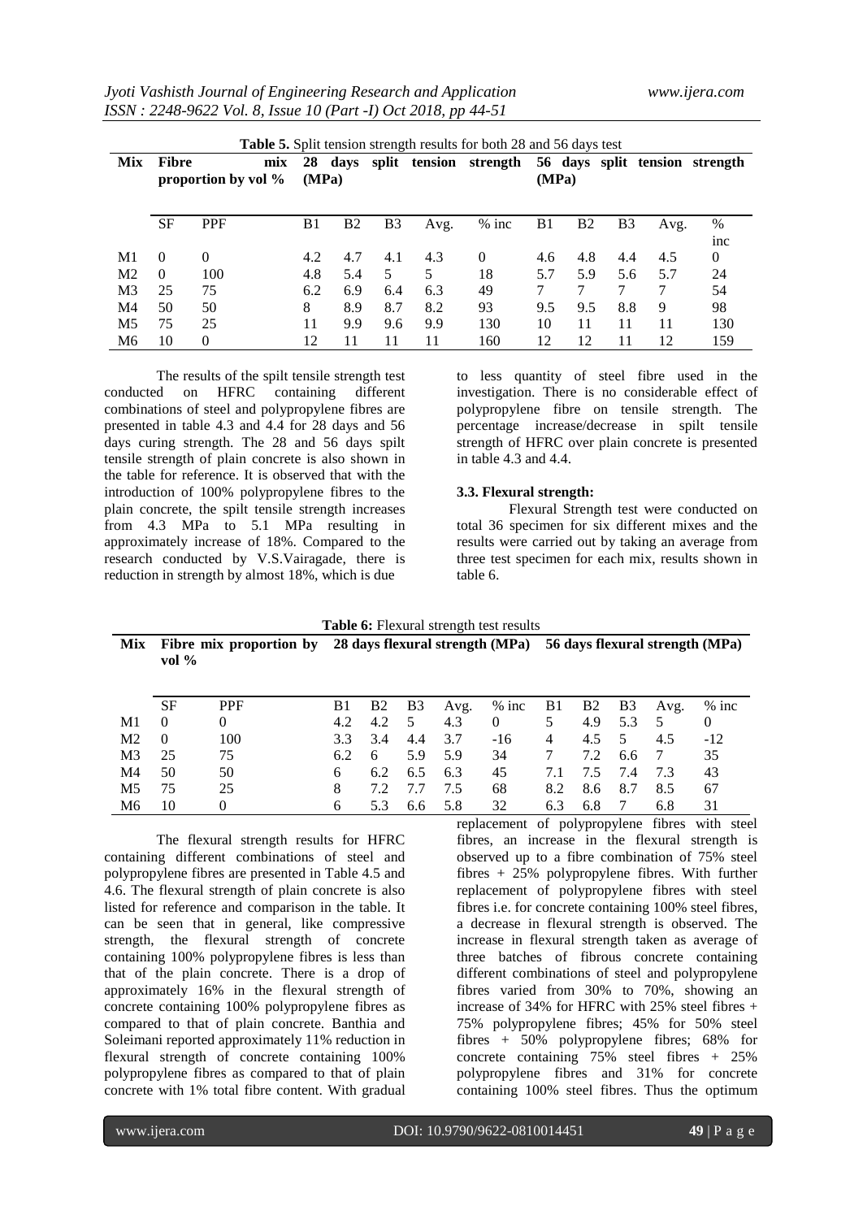**Table 5.** Split tension strength results for both 28 and 56 days test

| Mix | Fibre mix proportion by vol % | | 28 days split tension strength (MPa) | | | | | 56 days split tension strength (MPa) | | | | |
|---|---|---|---|---|---|---|---|---|---|---|---|---|
| | SF | PPF | B1 | B2 | B3 | Avg. | % inc | B1 | B2 | B3 | Avg. | % inc |
| M1 | 0 | 0 | 4.2 | 4.7 | 4.1 | 4.3 | 0 | 4.6 | 4.8 | 4.4 | 4.5 | 0 |
| M2 | 0 | 100 | 4.8 | 5.4 | 5 | 5 | 18 | 5.7 | 5.9 | 5.6 | 5.7 | 24 |
| M3 | 25 | 75 | 6.2 | 6.9 | 6.4 | 6.3 | 49 | 7 | 7 | 7 | 7 | 54 |
| M4 | 50 | 50 | 8 | 8.9 | 8.7 | 8.2 | 93 | 9.5 | 9.5 | 8.8 | 9 | 98 |
| M5 | 75 | 25 | 11 | 9.9 | 9.6 | 9.9 | 130 | 10 | 11 | 11 | 11 | 130 |
| M6 | 10 | 0 | 12 | 11 | 11 | 11 | 160 | 12 | 12 | 11 | 12 | 159 |

The results of the spilt tensile strength test conducted on HFRC containing different combinations of steel and polypropylene fibres are presented in table 4.3 and 4.4 for 28 days and 56 days curing strength. The 28 and 56 days spilt tensile strength of plain concrete is also shown in the table for reference. It is observed that with the introduction of 100% polypropylene fibres to the plain concrete, the spilt tensile strength increases from 4.3 MPa to 5.1 MPa resulting in approximately increase of 18%. Compared to the research conducted by V.S.Vairagade, there is reduction in strength by almost 18%, which is due to less quantity of steel fibre used in the investigation. There is no considerable effect of polypropylene fibre on tensile strength. The percentage increase/decrease in spilt tensile strength of HFRC over plain concrete is presented in table 4.3 and 4.4.

### 3.3. Flexural strength:

Flexural Strength test were conducted on total 36 specimen for six different mixes and the results were carried out by taking an average from three test specimen for each mix, results shown in table 6.

**Table 6:** Flexural strength test results

| Mix | Fibre mix proportion by vol % | | 28 days flexural strength (MPa) | | | | | 56 days flexural strength (MPa) | | | | |
|---|---|---|---|---|---|---|---|---|---|---|---|---|
| | SF | PPF | B1 | B2 | B3 | Avg. | % inc | B1 | B2 | B3 | Avg. | % inc |
| M1 | 0 | 0 | 4.2 | 4.2 | 5 | 4.3 | 0 | 5 | 4.9 | 5.3 | 5 | 0 |
| M2 | 0 | 100 | 3.3 | 3.4 | 4.4 | 3.7 | -16 | 4 | 4.5 | 5 | 4.5 | -12 |
| M3 | 25 | 75 | 6.2 | 6 | 5.9 | 5.9 | 34 | 7 | 7.2 | 6.6 | 7 | 35 |
| M4 | 50 | 50 | 6 | 6.2 | 6.5 | 6.3 | 45 | 7.1 | 7.5 | 7.4 | 7.3 | 43 |
| M5 | 75 | 25 | 8 | 7.2 | 7.7 | 7.5 | 68 | 8.2 | 8.6 | 8.7 | 8.5 | 67 |
| M6 | 10 | 0 | 6 | 5.3 | 6.6 | 5.8 | 32 | 6.3 | 6.8 | 7 | 6.8 | 31 |

The flexural strength results for HFRC containing different combinations of steel and polypropylene fibres are presented in Table 4.5 and 4.6. The flexural strength of plain concrete is also listed for reference and comparison in the table. It can be seen that in general, like compressive strength, the flexural strength of concrete containing 100% polypropylene fibres is less than that of the plain concrete. There is a drop of approximately 16% in the flexural strength of concrete containing 100% polypropylene fibres as compared to that of plain concrete. Banthia and Soleimani reported approximately 11% reduction in flexural strength of concrete containing 100% polypropylene fibres as compared to that of plain concrete with 1% total fibre content. With gradual replacement of polypropylene fibres with steel fibres, an increase in the flexural strength is observed up to a fibre combination of 75% steel fibres + 25% polypropylene fibres. With further replacement of polypropylene fibres with steel fibres i.e. for concrete containing 100% steel fibres, a decrease in flexural strength is observed. The increase in flexural strength taken as average of three batches of fibrous concrete containing different combinations of steel and polypropylene fibres varied from 30% to 70%, showing an increase of 34% for HFRC with 25% steel fibres + 75% polypropylene fibres; 45% for 50% steel fibres + 50% polypropylene fibres; 68% for concrete containing 75% steel fibres + 25% polypropylene fibres and 31% for concrete containing 100% steel fibres. Thus the optimum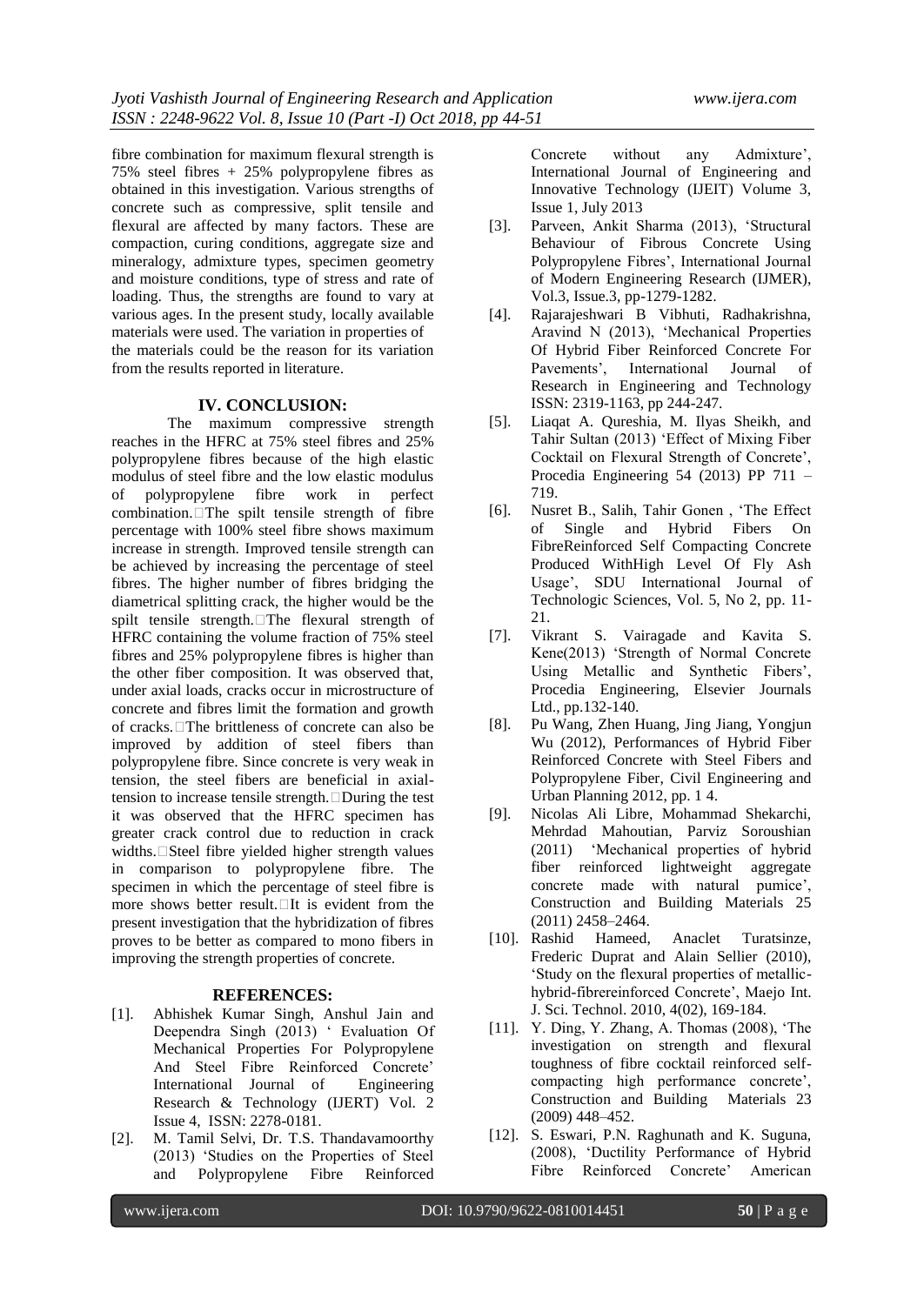fibre combination for maximum flexural strength is 75% steel fibres + 25% polypropylene fibres as obtained in this investigation. Various strengths of concrete such as compressive, split tensile and flexural are affected by many factors. These are compaction, curing conditions, aggregate size and mineralogy, admixture types, specimen geometry and moisture conditions, type of stress and rate of loading. Thus, the strengths are found to vary at various ages. In the present study, locally available materials were used. The variation in properties of the materials could be the reason for its variation from the results reported in literature.

## IV. CONCLUSION:

The maximum compressive strength reaches in the HFRC at 75% steel fibres and 25% polypropylene fibres because of the high elastic modulus of steel fibre and the low elastic modulus of polypropylene fibre work in perfect combination. The spilt tensile strength of fibre percentage with 100% steel fibre shows maximum increase in strength. Improved tensile strength can be achieved by increasing the percentage of steel fibres. The higher number of fibres bridging the diametrical splitting crack, the higher would be the spilt tensile strength. The flexural strength of HFRC containing the volume fraction of 75% steel fibres and 25% polypropylene fibres is higher than the other fiber composition. It was observed that, under axial loads, cracks occur in microstructure of concrete and fibres limit the formation and growth of cracks. The brittleness of concrete can also be improved by addition of steel fibers than polypropylene fibre. Since concrete is very weak in tension, the steel fibers are beneficial in axial-tension to increase tensile strength. During the test it was observed that the HFRC specimen has greater crack control due to reduction in crack widths. Steel fibre yielded higher strength values in comparison to polypropylene fibre. The specimen in which the percentage of steel fibre is more shows better result. It is evident from the present investigation that the hybridization of fibres proves to be better as compared to mono fibers in improving the strength properties of concrete.

## REFERENCES:

[1]. Abhishek Kumar Singh, Anshul Jain and Deependra Singh (2013) ' Evaluation Of Mechanical Properties For Polypropylene And Steel Fibre Reinforced Concrete' International Journal of Engineering Research & Technology (IJERT) Vol. 2 Issue 4, ISSN: 2278-0181.

[2]. M. Tamil Selvi, Dr. T.S. Thandavamoorthy (2013) 'Studies on the Properties of Steel and Polypropylene Fibre Reinforced Concrete without any Admixture', International Journal of Engineering and Innovative Technology (IJEIT) Volume 3, Issue 1, July 2013

[3]. Parveen, Ankit Sharma (2013), 'Structural Behaviour of Fibrous Concrete Using Polypropylene Fibres', International Journal of Modern Engineering Research (IJMER), Vol.3, Issue.3, pp-1279-1282.

[4]. Rajarajeshwari B Vibhuti, Radhakrishna, Aravind N (2013), 'Mechanical Properties Of Hybrid Fiber Reinforced Concrete For Pavements', International Journal of Research in Engineering and Technology ISSN: 2319-1163, pp 244-247.

[5]. Liaqat A. Qureshia, M. Ilyas Sheikh, and Tahir Sultan (2013) 'Effect of Mixing Fiber Cocktail on Flexural Strength of Concrete', Procedia Engineering 54 (2013) PP 711 – 719.

[6]. Nusret B., Salih, Tahir Gonen , 'The Effect of Single and Hybrid Fibers On FibreReinforced Self Compacting Concrete Produced WithHigh Level Of Fly Ash Usage', SDU International Journal of Technologic Sciences, Vol. 5, No 2, pp. 11-21.

[7]. Vikrant S. Vairagade and Kavita S. Kene(2013) 'Strength of Normal Concrete Using Metallic and Synthetic Fibers', Procedia Engineering, Elsevier Journals Ltd., pp.132-140.

[8]. Pu Wang, Zhen Huang, Jing Jiang, Yongjun Wu (2012), Performances of Hybrid Fiber Reinforced Concrete with Steel Fibers and Polypropylene Fiber, Civil Engineering and Urban Planning 2012, pp. 1 4.

[9]. Nicolas Ali Libre, Mohammad Shekarchi, Mehrdad Mahoutian, Parviz Soroushian (2011) 'Mechanical properties of hybrid fiber reinforced lightweight aggregate concrete made with natural pumice', Construction and Building Materials 25 (2011) 2458–2464.

[10]. Rashid Hameed, Anaclet Turatsinze, Frederic Duprat and Alain Sellier (2010), 'Study on the flexural properties of metallic-hybrid-fibrereinforced Concrete', Maejo Int. J. Sci. Technol. 2010, 4(02), 169-184.

[11]. Y. Ding, Y. Zhang, A. Thomas (2008), 'The investigation on strength and flexural toughness of fibre cocktail reinforced self-compacting high performance concrete', Construction and Building Materials 23 (2009) 448–452.

[12]. S. Eswari, P.N. Raghunath and K. Suguna, (2008), 'Ductility Performance of Hybrid Fibre Reinforced Concrete' American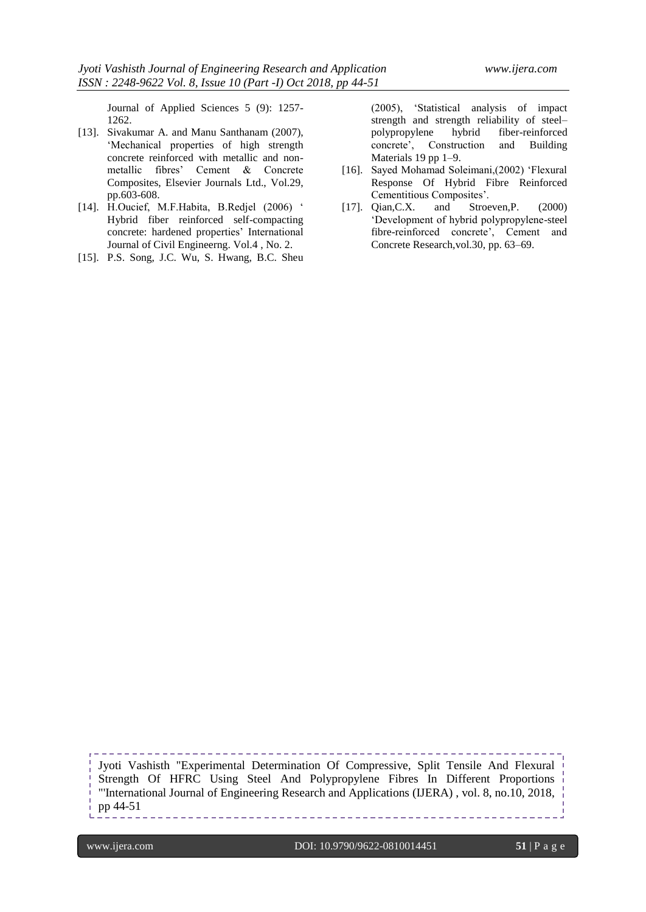Journal of Applied Sciences 5 (9): 1257-1262.

[13]. Sivakumar A. and Manu Santhanam (2007), 'Mechanical properties of high strength concrete reinforced with metallic and non-metallic fibres' Cement & Concrete Composites, Elsevier Journals Ltd., Vol.29, pp.603-608.

[14]. H.Oucief, M.F.Habita, B.Redjel (2006) ' Hybrid fiber reinforced self-compacting concrete: hardened properties' International Journal of Civil Engineerng. Vol.4 , No. 2.

[15]. P.S. Song, J.C. Wu, S. Hwang, B.C. Sheu (2005), 'Statistical analysis of impact strength and strength reliability of steel–polypropylene hybrid fiber-reinforced concrete', Construction and Building Materials 19 pp 1–9.

[16]. Sayed Mohamad Soleimani,(2002) 'Flexural Response Of Hybrid Fibre Reinforced Cementitious Composites'.

[17]. Qian,C.X. and Stroeven,P. (2000) 'Development of hybrid polypropylene-steel fibre-reinforced concrete', Cement and Concrete Research,vol.30, pp. 63–69.

Jyoti Vashisth "Experimental Determination Of Compressive, Split Tensile And Flexural Strength Of HFRC Using Steel And Polypropylene Fibres In Different Proportions "'International Journal of Engineering Research and Applications (IJERA) , vol. 8, no.10, 2018, pp 44-51